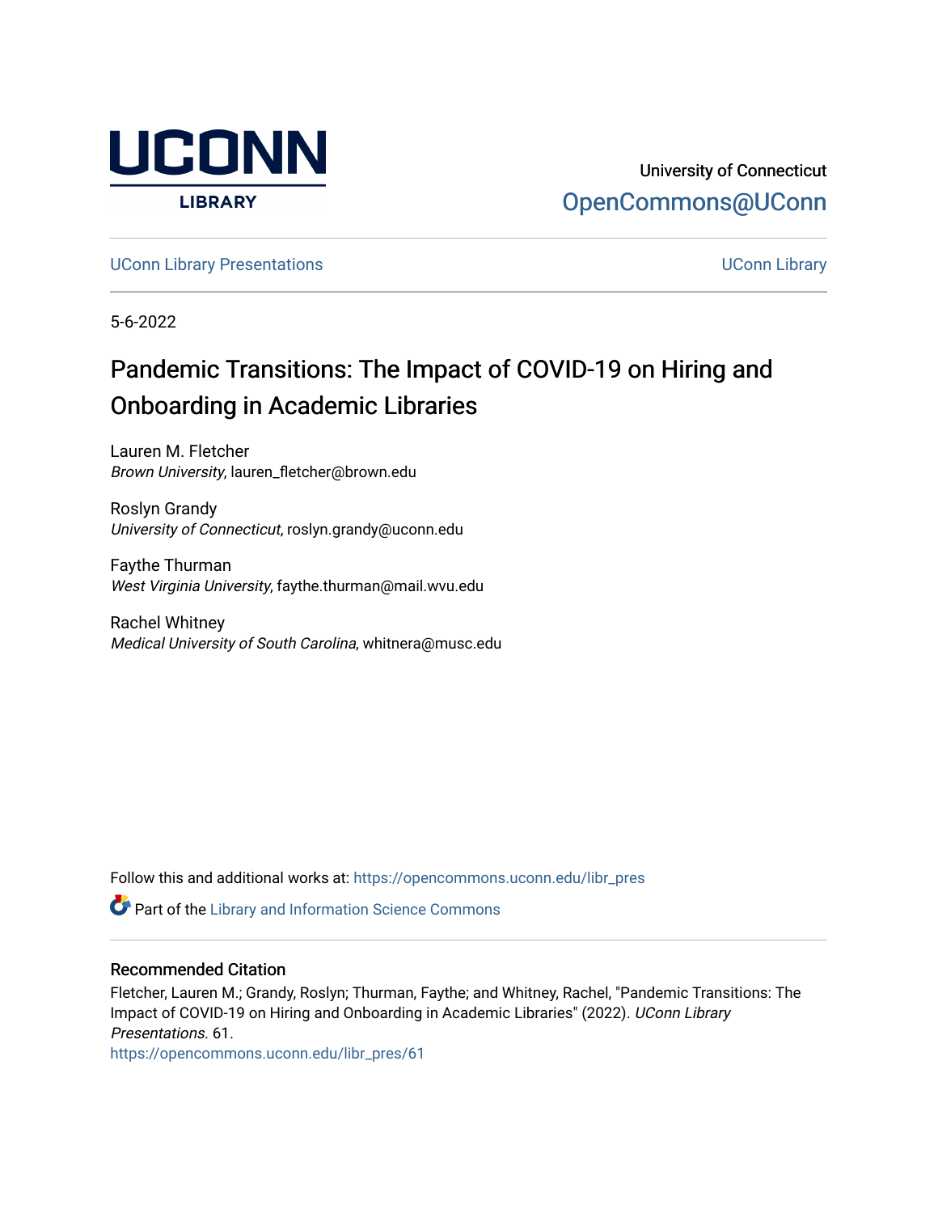University of Connecticut

OpenCommons@UConn

UConn Library Presentations

UConn Library

5-6-2022

# Pandemic Transitions: The Impact of COVID-19 on Hiring and Onboarding in Academic Libraries

Lauren M. Fletcher
*Brown University*, lauren_fletcher@brown.edu

Roslyn Grandy
*University of Connecticut*, roslyn.grandy@uconn.edu

Faythe Thurman
*West Virginia University*, faythe.thurman@mail.wvu.edu

Rachel Whitney
*Medical University of South Carolina*, whitnera@musc.edu

Follow this and additional works at: https://opencommons.uconn.edu/libr_pres

Part of the Library and Information Science Commons

## Recommended Citation

Fletcher, Lauren M.; Grandy, Roslyn; Thurman, Faythe; and Whitney, Rachel, "Pandemic Transitions: The Impact of COVID-19 on Hiring and Onboarding in Academic Libraries" (2022). *UConn Library Presentations*. 61.
https://opencommons.uconn.edu/libr_pres/61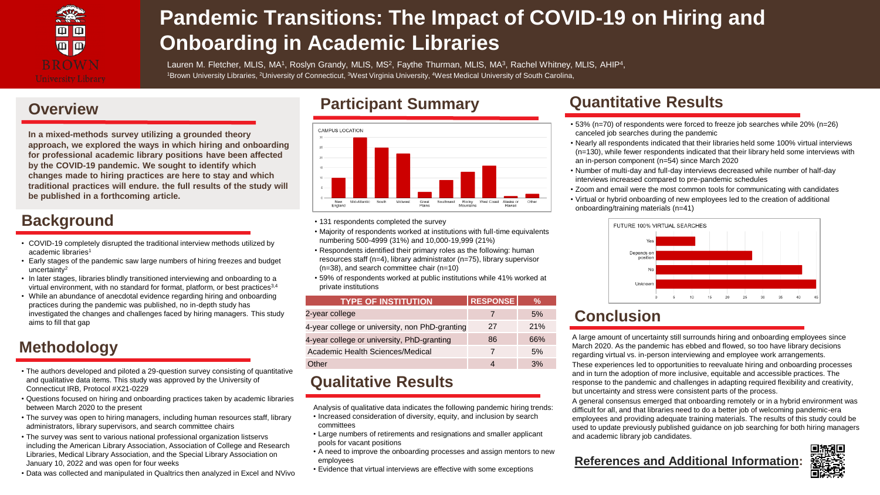# Pandemic Transitions: The Impact of COVID-19 on Hiring and Onboarding in Academic Libraries

Lauren M. Fletcher, MLIS, MA[1], Roslyn Grandy, MLIS, MS[2], Faythe Thurman, MLIS, MA[3], Rachel Whitney, MLIS, AHIP[4],
[1]Brown University Libraries, [2]University of Connecticut, [3]West Virginia University, [4]West Medical University of South Carolina,

## Overview

**In a mixed-methods survey utilizing a grounded theory approach, we explored the ways in which hiring and onboarding for professional academic library positions have been affected by the COVID-19 pandemic. We sought to identify which changes made to hiring practices are here to stay and which traditional practices will endure. the full results of the study will be published in a forthcoming article.**

## Background

- COVID-19 completely disrupted the traditional interview methods utilized by academic libraries[1]
- Early stages of the pandemic saw large numbers of hiring freezes and budget uncertainty[2]
- In later stages, libraries blindly transitioned interviewing and onboarding to a virtual environment, with no standard for format, platform, or best practices[3,4]
- While an abundance of anecdotal evidence regarding hiring and onboarding practices during the pandemic was published, no in-depth study has investigated the changes and challenges faced by hiring managers. This study aims to fill that gap

## Methodology

- The authors developed and piloted a 29-question survey consisting of quantitative and qualitative data items. This study was approved by the University of Connecticut IRB, Protocol #X21-0229
- Questions focused on hiring and onboarding practices taken by academic libraries between March 2020 to the present
- The survey was open to hiring managers, including human resources staff, library administrators, library supervisors, and search committee chairs
- The survey was sent to various national professional organization listservs including the American Library Association, Association of College and Research Libraries, Medical Library Association, and the Special Library Association on January 10, 2022 and was open for four weeks
- Data was collected and manipulated in Qualtrics then analyzed in Excel and NVivo

## Participant Summary

CAMPUS LOCATION

30, 25, 20, 15, 10, 5, 0

New England, Mid-Atlantic, South, Midwest, Great Plains, Southwest, Rocky Mountains, West Coast, Alaska or Hawaii, Other

- 131 respondents completed the survey
- Majority of respondents worked at institutions with full-time equivalents numbering 500-4999 (31%) and 10,000-19,999 (21%)
- Respondents identified their primary roles as the following: human resources staff (n=4), library administrator (n=75), library supervisor (n=38), and search committee chair (n=10)
- 59% of respondents worked at public institutions while 41% worked at private institutions

| TYPE OF INSTITUTION | RESPONSE | % |
|---|---|---|
| 2-year college | 7 | 5% |
| 4-year college or university, non PhD-granting | 27 | 21% |
| 4-year college or university, PhD-granting | 86 | 66% |
| Academic Health Sciences/Medical | 7 | 5% |
| Other | 4 | 3% |

## Qualitative Results

Analysis of qualitative data indicates the following pandemic hiring trends:

- Increased consideration of diversity, equity, and inclusion by search committees
- Large numbers of retirements and resignations and smaller applicant pools for vacant positions
- A need to improve the onboarding processes and assign mentors to new employees
- Evidence that virtual interviews are effective with some exceptions

## Quantitative Results

- 53% (n=70) of respondents were forced to freeze job searches while 20% (n=26) canceled job searches during the pandemic
- Nearly all respondents indicated that their libraries held some 100% virtual interviews (n=130), while fewer respondents indicated that their library held some interviews with an in-person component (n=54) since March 2020
- Number of multi-day and full-day interviews decreased while number of half-day interviews increased compared to pre-pandemic schedules
- Zoom and email were the most common tools for communicating with candidates
- Virtual or hybrid onboarding of new employees led to the creation of additional onboarding/training materials (n=41)

FUTURE 100% VIRTUAL SEARCHES

Yes, Depends on position, No, Unknown

0, 5, 10, 15, 20, 25, 30, 35, 40, 45

## Conclusion

A large amount of uncertainty still surrounds hiring and onboarding employees since March 2020. As the pandemic has ebbed and flowed, so too have library decisions regarding virtual vs. in-person interviewing and employee work arrangements.

These experiences led to opportunities to reevaluate hiring and onboarding processes and in turn the adoption of more inclusive, equitable and accessible practices. The response to the pandemic and challenges in adapting required flexibility and creativity, but uncertainty and stress were consistent parts of the process.

A general consensus emerged that onboarding remotely or in a hybrid environment was difficult for all, and that libraries need to do a better job of welcoming pandemic-era employees and providing adequate training materials. The results of this study could be used to update previously published guidance on job searching for both hiring managers and academic library job candidates.

**References and Additional Information:**